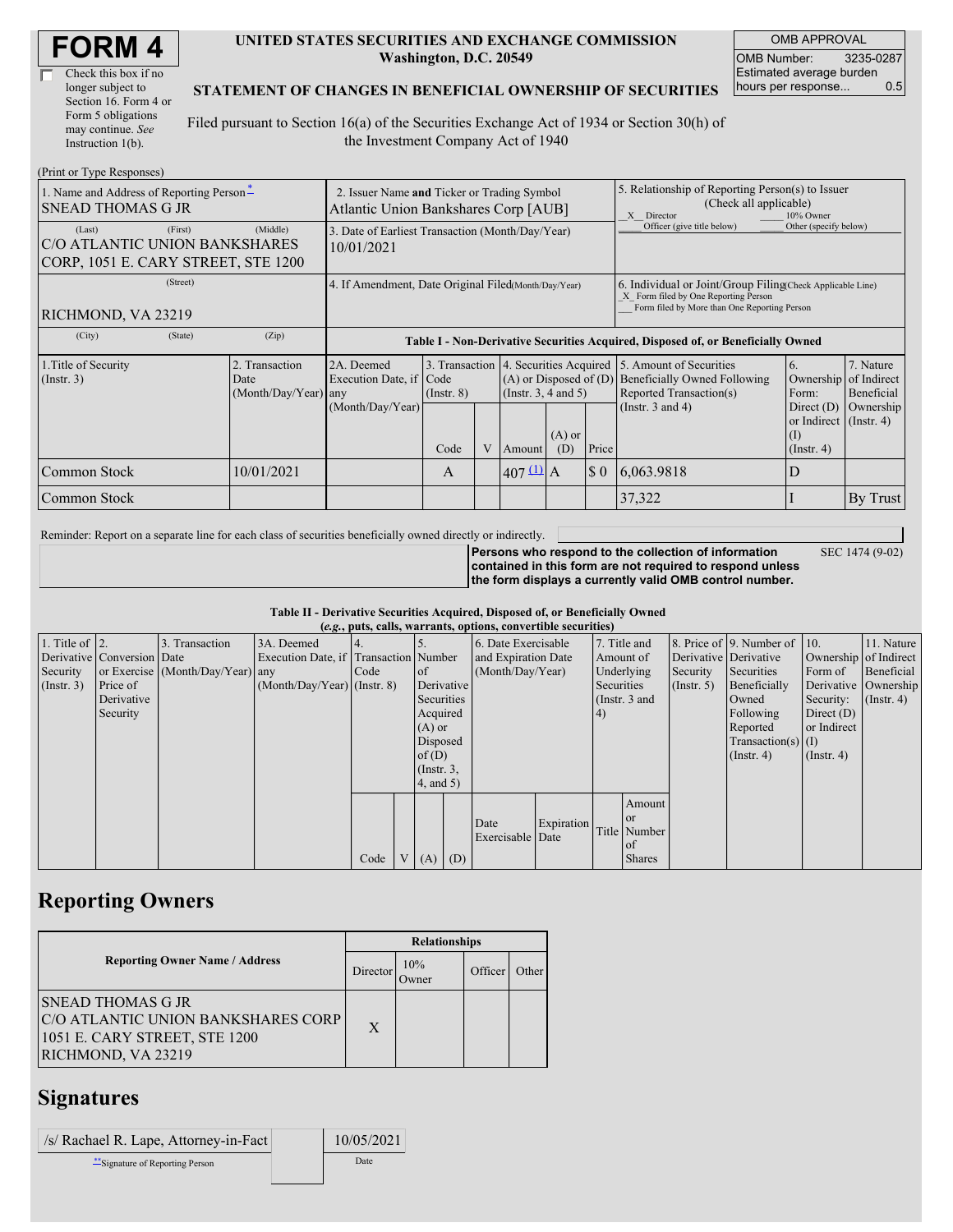# FORM 4

☐ Check this box if no longer subject to Section 16. Form 4 or Form 5 obligations may continue. *See* Instruction 1(b).

**UNITED STATES SECURITIES AND EXCHANGE COMMISSION**
**Washington, D.C. 20549**

**STATEMENT OF CHANGES IN BENEFICIAL OWNERSHIP OF SECURITIES**

Filed pursuant to Section 16(a) of the Securities Exchange Act of 1934 or Section 30(h) of the Investment Company Act of 1940

| OMB APPROVAL | |
|---|---|
| OMB Number: | 3235-0287 |
| Estimated average burden hours per response... | 0.5 |

(Print or Type Responses)

| 1. Name and Address of Reporting Person* | 2. Issuer Name and Ticker or Trading Symbol | 5. Relationship of Reporting Person(s) to Issuer (Check all applicable) |
|---|---|---|
| SNEAD THOMAS G JR | Atlantic Union Bankshares Corp [AUB] | _X_ Director ___ 10% Owner ___ Officer (give title below) ___ Other (specify below) |
| (Last) (First) (Middle) C/O ATLANTIC UNION BANKSHARES CORP, 1051 E. CARY STREET, STE 1200 | 3. Date of Earliest Transaction (Month/Day/Year) 10/01/2021 | |
| (Street) RICHMOND, VA 23219 | 4. If Amendment, Date Original Filed(Month/Day/Year) | 6. Individual or Joint/Group Filing(Check Applicable Line) _X_ Form filed by One Reporting Person ___ Form filed by More than One Reporting Person |
| (City) (State) (Zip) | | |

**Table I - Non-Derivative Securities Acquired, Disposed of, or Beneficially Owned**

| 1.Title of Security (Instr. 3) | 2. Transaction Date (Month/Day/Year) | 2A. Deemed Execution Date, if any (Month/Day/Year) | 3. Transaction Code (Instr. 8) | | 4. Securities Acquired (A) or Disposed of (D) (Instr. 3, 4 and 5) | | | 5. Amount of Securities Beneficially Owned Following Reported Transaction(s) (Instr. 3 and 4) | 6. Ownership Form: Direct (D) or Indirect (I) (Instr. 4) | 7. Nature of Indirect Beneficial Ownership (Instr. 4) |
|---|---|---|---|---|---|---|---|---|---|---|
| | | | Code | V | Amount | (A) or (D) | Price | | | |
| Common Stock | 10/01/2021 | | A | | 407 (1) | A | $ 0 | 6,063.9818 | D | |
| Common Stock | | | | | | | | 37,322 | I | By Trust |

Reminder: Report on a separate line for each class of securities beneficially owned directly or indirectly.

**Persons who respond to the collection of information contained in this form are not required to respond unless the form displays a currently valid OMB control number.** SEC 1474 (9-02)

**Table II - Derivative Securities Acquired, Disposed of, or Beneficially Owned**
***(e.g., puts, calls, warrants, options, convertible securities)***

| 1. Title of Derivative Security (Instr. 3) | 2. Conversion or Exercise Price of Derivative Security | 3. Transaction Date (Month/Day/Year) | 3A. Deemed Execution Date, if any (Month/Day/Year) | 4. Transaction Code (Instr. 8) | | 5. Number of Derivative Securities Acquired (A) or Disposed of (D) (Instr. 3, 4, and 5) | | 6. Date Exercisable and Expiration Date (Month/Day/Year) | | 7. Title and Amount of Underlying Securities (Instr. 3 and 4) | | 8. Price of Derivative Security (Instr. 5) | 9. Number of Derivative Securities Beneficially Owned Following Reported Transaction(s) (Instr. 4) | 10. Ownership Form of Derivative Security: Direct (D) or Indirect (I) (Instr. 4) | 11. Nature of Indirect Beneficial Ownership (Instr. 4) |
|---|---|---|---|---|---|---|---|---|---|---|---|---|---|---|---|
| | | | | Code | V | (A) | (D) | Date Exercisable | Expiration Date | Title | Amount or Number of Shares | | | | |

## Reporting Owners

| Reporting Owner Name / Address | Relationships | | | |
|---|---|---|---|---|
| | Director | 10% Owner | Officer | Other |
| SNEAD THOMAS G JR C/O ATLANTIC UNION BANKSHARES CORP 1051 E. CARY STREET, STE 1200 RICHMOND, VA 23219 | X | | | |

## Signatures

| /s/ Rachael R. Lape, Attorney-in-Fact | 10/05/2021 |
|---|---|
| **Signature of Reporting Person | Date |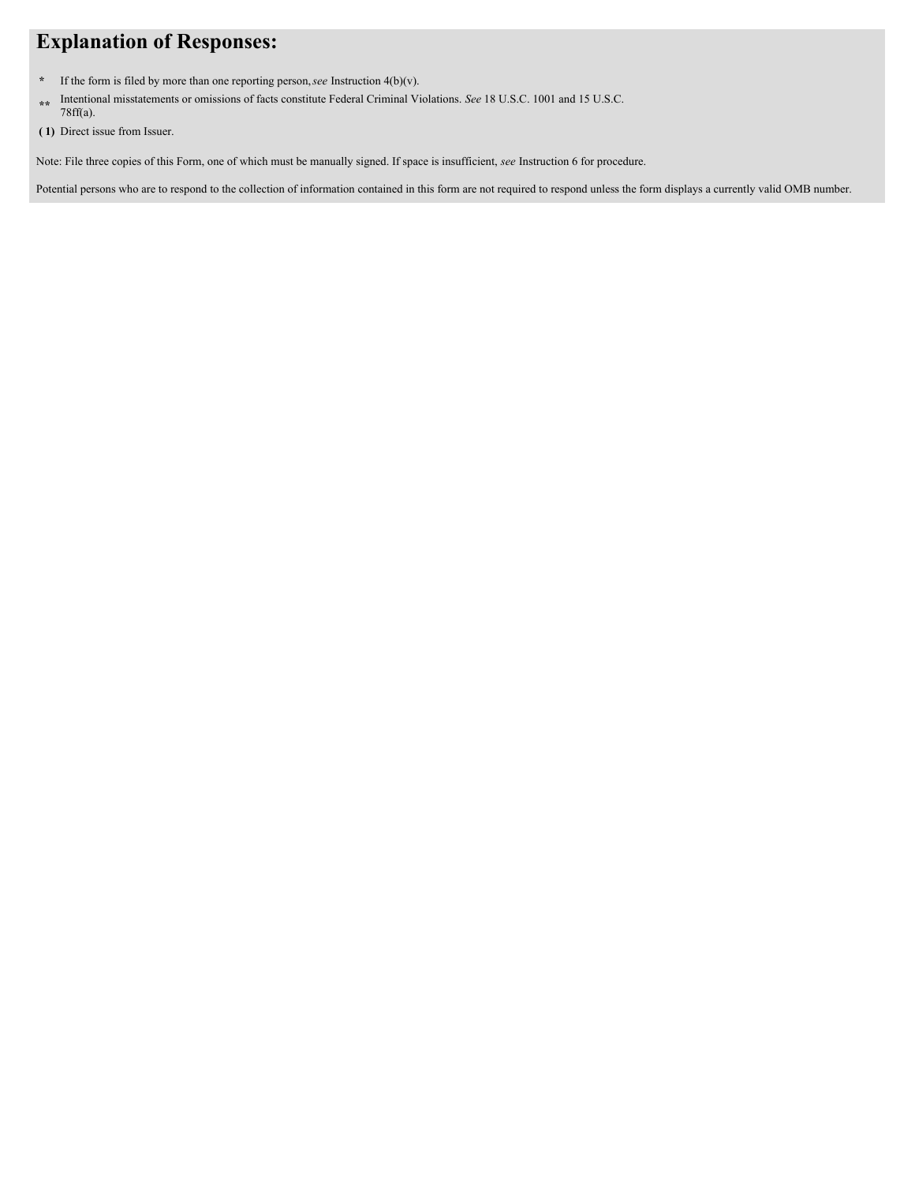# Explanation of Responses:

| | |
|---|---|
| * | If the form is filed by more than one reporting person, *see* Instruction 4(b)(v). |
| ** | Intentional misstatements or omissions of facts constitute Federal Criminal Violations. *See* 18 U.S.C. 1001 and 15 U.S.C. 78ff(a). |
| **( 1)** | Direct issue from Issuer. |

Note: File three copies of this Form, one of which must be manually signed. If space is insufficient, *see* Instruction 6 for procedure.

Potential persons who are to respond to the collection of information contained in this form are not required to respond unless the form displays a currently valid OMB number.